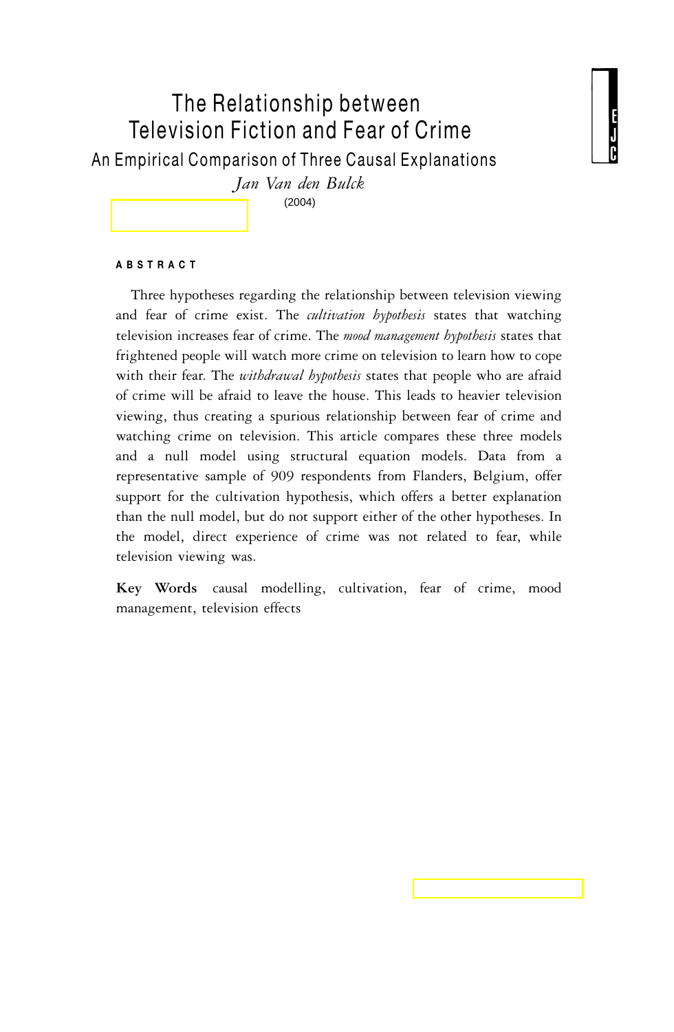# The Relationship between Television Fiction and Fear of Crime

## An Empirical Comparison of Three Causal Explanations

*Jan Van den Bulck*

(2004)

**ABSTRACT**

Three hypotheses regarding the relationship between television viewing and fear of crime exist. The *cultivation hypothesis* states that watching television increases fear of crime. The *mood management hypothesis* states that frightened people will watch more crime on television to learn how to cope with their fear. The *withdrawal hypothesis* states that people who are afraid of crime will be afraid to leave the house. This leads to heavier television viewing, thus creating a spurious relationship between fear of crime and watching crime on television. This article compares these three models and a null model using structural equation models. Data from a representative sample of 909 respondents from Flanders, Belgium, offer support for the cultivation hypothesis, which offers a better explanation than the null model, but do not support either of the other hypotheses. In the model, direct experience of crime was not related to fear, while television viewing was.

**Key Words** causal modelling, cultivation, fear of crime, mood management, television effects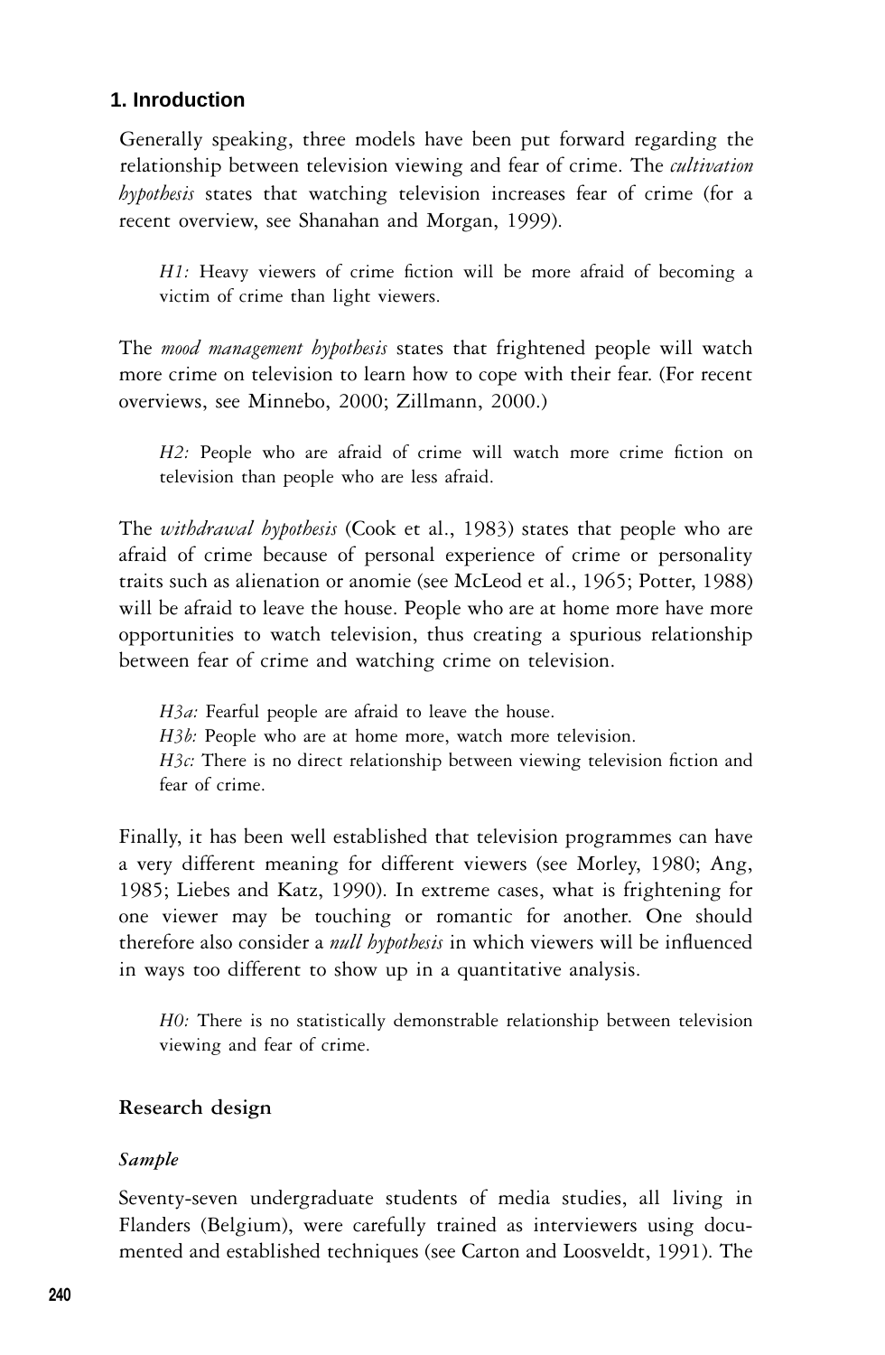## 1. Introduction

Generally speaking, three models have been put forward regarding the relationship between television viewing and fear of crime. The *cultivation hypothesis* states that watching television increases fear of crime (for a recent overview, see Shanahan and Morgan, 1999).

> *H1:* Heavy viewers of crime fiction will be more afraid of becoming a victim of crime than light viewers.

The *mood management hypothesis* states that frightened people will watch more crime on television to learn how to cope with their fear. (For recent overviews, see Minnebo, 2000; Zillmann, 2000.)

> *H2:* People who are afraid of crime will watch more crime fiction on television than people who are less afraid.

The *withdrawal hypothesis* (Cook et al., 1983) states that people who are afraid of crime because of personal experience of crime or personality traits such as alienation or anomie (see McLeod et al., 1965; Potter, 1988) will be afraid to leave the house. People who are at home more have more opportunities to watch television, thus creating a spurious relationship between fear of crime and watching crime on television.

> *H3a:* Fearful people are afraid to leave the house.
> *H3b:* People who are at home more, watch more television.
> *H3c:* There is no direct relationship between viewing television fiction and fear of crime.

Finally, it has been well established that television programmes can have a very different meaning for different viewers (see Morley, 1980; Ang, 1985; Liebes and Katz, 1990). In extreme cases, what is frightening for one viewer may be touching or romantic for another. One should therefore also consider a *null hypothesis* in which viewers will be influenced in ways too different to show up in a quantitative analysis.

> *H0:* There is no statistically demonstrable relationship between television viewing and fear of crime.

### Research design

#### *Sample*

Seventy-seven undergraduate students of media studies, all living in Flanders (Belgium), were carefully trained as interviewers using documented and established techniques (see Carton and Loosveldt, 1991). The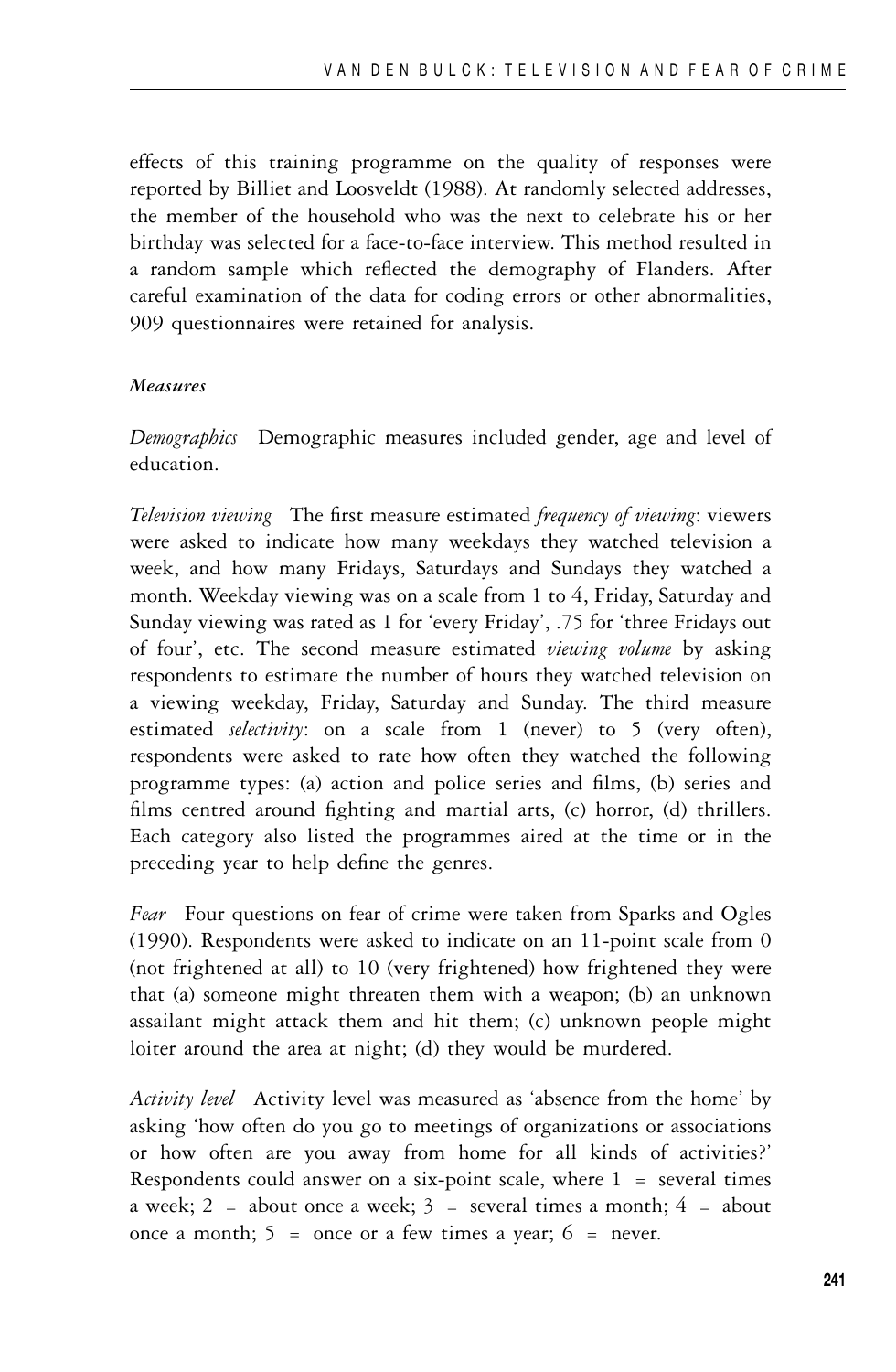effects of this training programme on the quality of responses were reported by Billiet and Loosveldt (1988). At randomly selected addresses, the member of the household who was the next to celebrate his or her birthday was selected for a face-to-face interview. This method resulted in a random sample which reflected the demography of Flanders. After careful examination of the data for coding errors or other abnormalities, 909 questionnaires were retained for analysis.

### *Measures*

*Demographics* Demographic measures included gender, age and level of education.

*Television viewing* The first measure estimated *frequency of viewing*: viewers were asked to indicate how many weekdays they watched television a week, and how many Fridays, Saturdays and Sundays they watched a month. Weekday viewing was on a scale from 1 to 4, Friday, Saturday and Sunday viewing was rated as 1 for 'every Friday', .75 for 'three Fridays out of four', etc. The second measure estimated *viewing volume* by asking respondents to estimate the number of hours they watched television on a viewing weekday, Friday, Saturday and Sunday. The third measure estimated *selectivity*: on a scale from 1 (never) to 5 (very often), respondents were asked to rate how often they watched the following programme types: (a) action and police series and films, (b) series and films centred around fighting and martial arts, (c) horror, (d) thrillers. Each category also listed the programmes aired at the time or in the preceding year to help define the genres.

*Fear* Four questions on fear of crime were taken from Sparks and Ogles (1990). Respondents were asked to indicate on an 11-point scale from 0 (not frightened at all) to 10 (very frightened) how frightened they were that (a) someone might threaten them with a weapon; (b) an unknown assailant might attack them and hit them; (c) unknown people might loiter around the area at night; (d) they would be murdered.

*Activity level* Activity level was measured as 'absence from the home' by asking 'how often do you go to meetings of organizations or associations or how often are you away from home for all kinds of activities?' Respondents could answer on a six-point scale, where 1 = several times a week; 2 = about once a week; 3 = several times a month; 4 = about once a month; 5 = once or a few times a year; 6 = never.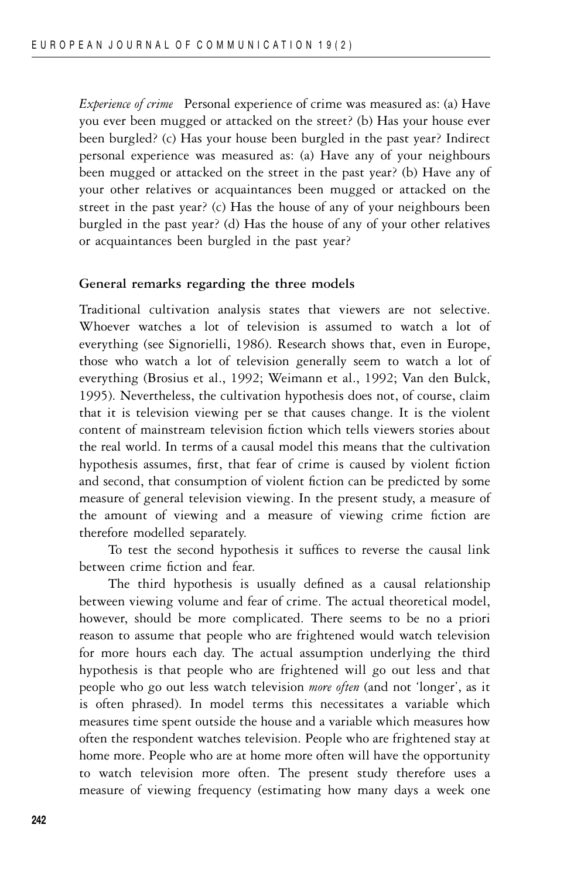*Experience of crime* Personal experience of crime was measured as: (a) Have you ever been mugged or attacked on the street? (b) Has your house ever been burgled? (c) Has your house been burgled in the past year? Indirect personal experience was measured as: (a) Have any of your neighbours been mugged or attacked on the street in the past year? (b) Have any of your other relatives or acquaintances been mugged or attacked on the street in the past year? (c) Has the house of any of your neighbours been burgled in the past year? (d) Has the house of any of your other relatives or acquaintances been burgled in the past year?

### General remarks regarding the three models

Traditional cultivation analysis states that viewers are not selective. Whoever watches a lot of television is assumed to watch a lot of everything (see Signorielli, 1986). Research shows that, even in Europe, those who watch a lot of television generally seem to watch a lot of everything (Brosius et al., 1992; Weimann et al., 1992; Van den Bulck, 1995). Nevertheless, the cultivation hypothesis does not, of course, claim that it is television viewing per se that causes change. It is the violent content of mainstream television fiction which tells viewers stories about the real world. In terms of a causal model this means that the cultivation hypothesis assumes, first, that fear of crime is caused by violent fiction and second, that consumption of violent fiction can be predicted by some measure of general television viewing. In the present study, a measure of the amount of viewing and a measure of viewing crime fiction are therefore modelled separately.

To test the second hypothesis it suffices to reverse the causal link between crime fiction and fear.

The third hypothesis is usually defined as a causal relationship between viewing volume and fear of crime. The actual theoretical model, however, should be more complicated. There seems to be no a priori reason to assume that people who are frightened would watch television for more hours each day. The actual assumption underlying the third hypothesis is that people who are frightened will go out less and that people who go out less watch television *more often* (and not 'longer', as it is often phrased). In model terms this necessitates a variable which measures time spent outside the house and a variable which measures how often the respondent watches television. People who are frightened stay at home more. People who are at home more often will have the opportunity to watch television more often. The present study therefore uses a measure of viewing frequency (estimating how many days a week one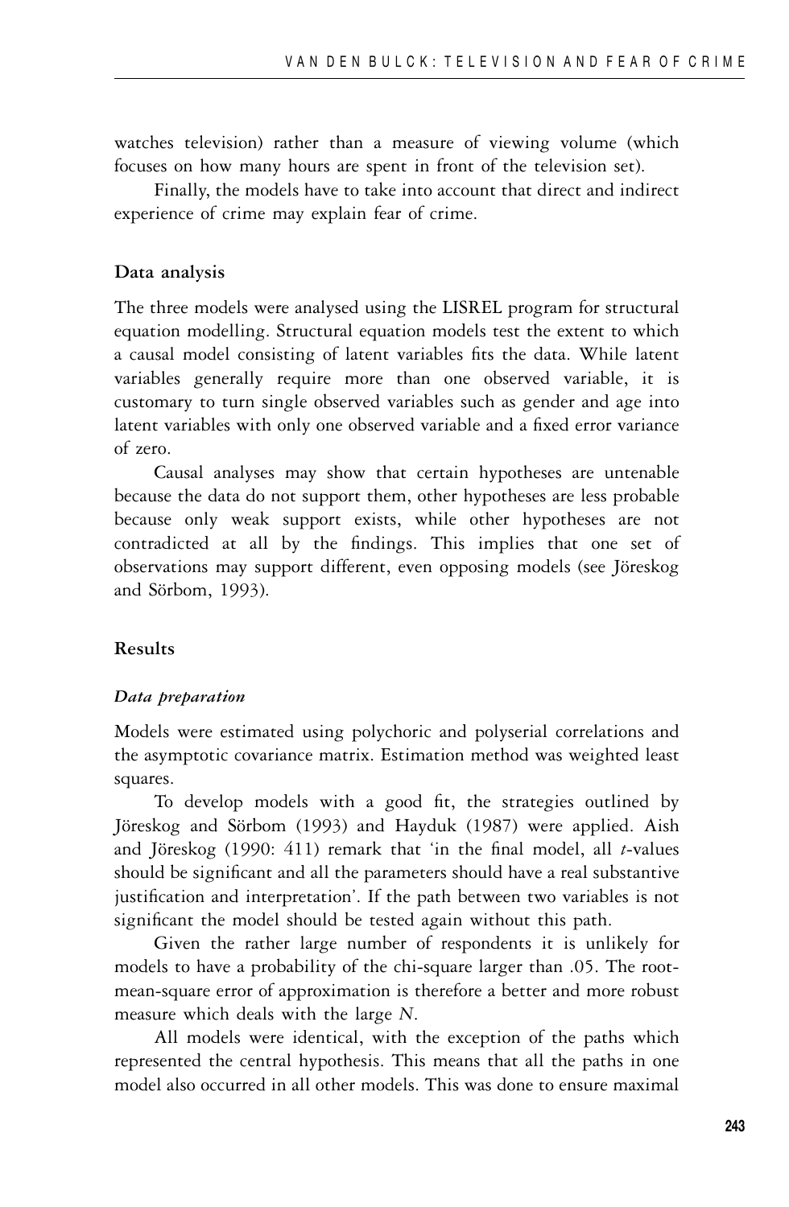watches television) rather than a measure of viewing volume (which focuses on how many hours are spent in front of the television set).

Finally, the models have to take into account that direct and indirect experience of crime may explain fear of crime.

### Data analysis

The three models were analysed using the LISREL program for structural equation modelling. Structural equation models test the extent to which a causal model consisting of latent variables fits the data. While latent variables generally require more than one observed variable, it is customary to turn single observed variables such as gender and age into latent variables with only one observed variable and a fixed error variance of zero.

Causal analyses may show that certain hypotheses are untenable because the data do not support them, other hypotheses are less probable because only weak support exists, while other hypotheses are not contradicted at all by the findings. This implies that one set of observations may support different, even opposing models (see Jöreskog and Sörbom, 1993).

### Results

#### *Data preparation*

Models were estimated using polychoric and polyserial correlations and the asymptotic covariance matrix. Estimation method was weighted least squares.

To develop models with a good fit, the strategies outlined by Jöreskog and Sörbom (1993) and Hayduk (1987) were applied. Aish and Jöreskog (1990: 411) remark that 'in the final model, all *t*-values should be significant and all the parameters should have a real substantive justification and interpretation'. If the path between two variables is not significant the model should be tested again without this path.

Given the rather large number of respondents it is unlikely for models to have a probability of the chi-square larger than .05. The root-mean-square error of approximation is therefore a better and more robust measure which deals with the large *N*.

All models were identical, with the exception of the paths which represented the central hypothesis. This means that all the paths in one model also occurred in all other models. This was done to ensure maximal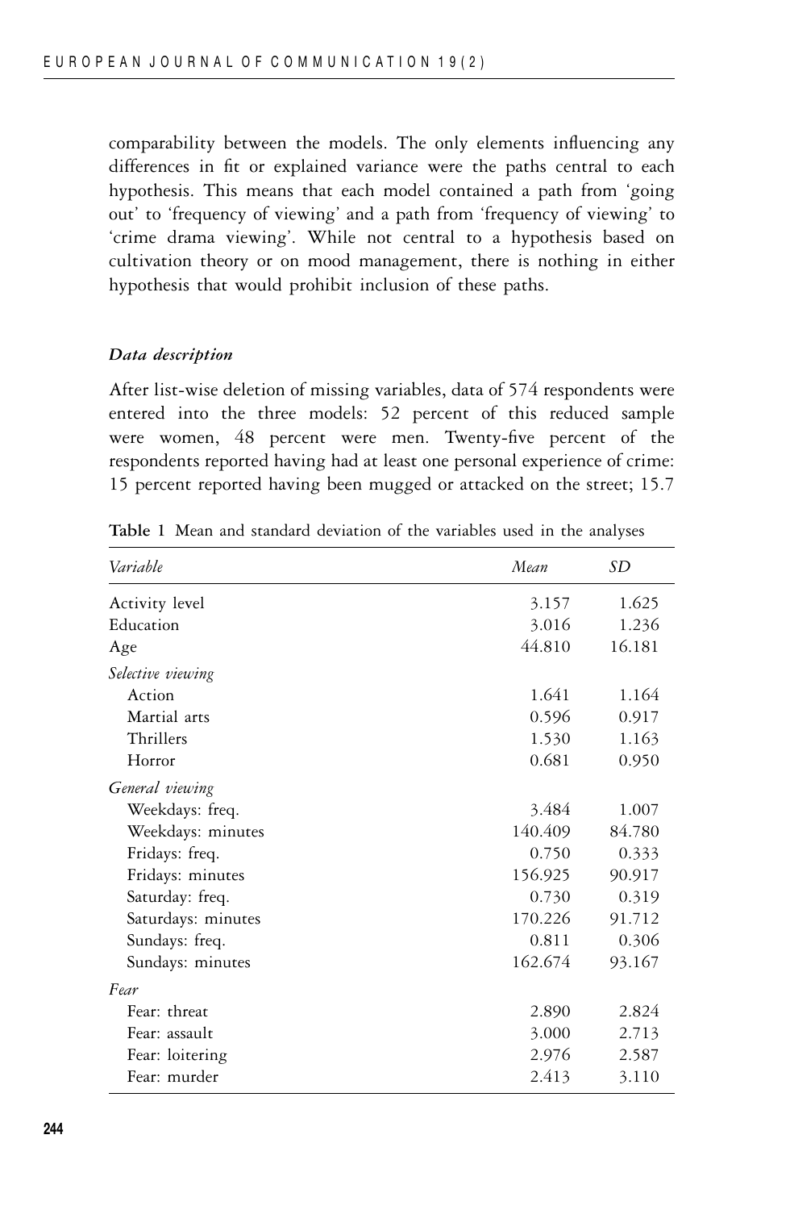comparability between the models. The only elements influencing any differences in fit or explained variance were the paths central to each hypothesis. This means that each model contained a path from 'going out' to 'frequency of viewing' and a path from 'frequency of viewing' to 'crime drama viewing'. While not central to a hypothesis based on cultivation theory or on mood management, there is nothing in either hypothesis that would prohibit inclusion of these paths.

### *Data description*

After list-wise deletion of missing variables, data of 574 respondents were entered into the three models: 52 percent of this reduced sample were women, 48 percent were men. Twenty-five percent of the respondents reported having had at least one personal experience of crime: 15 percent reported having been mugged or attacked on the street; 15.7

**Table 1** Mean and standard deviation of the variables used in the analyses

| *Variable* | *Mean* | *SD* |
|---|---|---|
| Activity level | 3.157 | 1.625 |
| Education | 3.016 | 1.236 |
| Age | 44.810 | 16.181 |
| *Selective viewing* | | |
| Action | 1.641 | 1.164 |
| Martial arts | 0.596 | 0.917 |
| Thrillers | 1.530 | 1.163 |
| Horror | 0.681 | 0.950 |
| *General viewing* | | |
| Weekdays: freq. | 3.484 | 1.007 |
| Weekdays: minutes | 140.409 | 84.780 |
| Fridays: freq. | 0.750 | 0.333 |
| Fridays: minutes | 156.925 | 90.917 |
| Saturday: freq. | 0.730 | 0.319 |
| Saturdays: minutes | 170.226 | 91.712 |
| Sundays: freq. | 0.811 | 0.306 |
| Sundays: minutes | 162.674 | 93.167 |
| *Fear* | | |
| Fear: threat | 2.890 | 2.824 |
| Fear: assault | 3.000 | 2.713 |
| Fear: loitering | 2.976 | 2.587 |
| Fear: murder | 2.413 | 3.110 |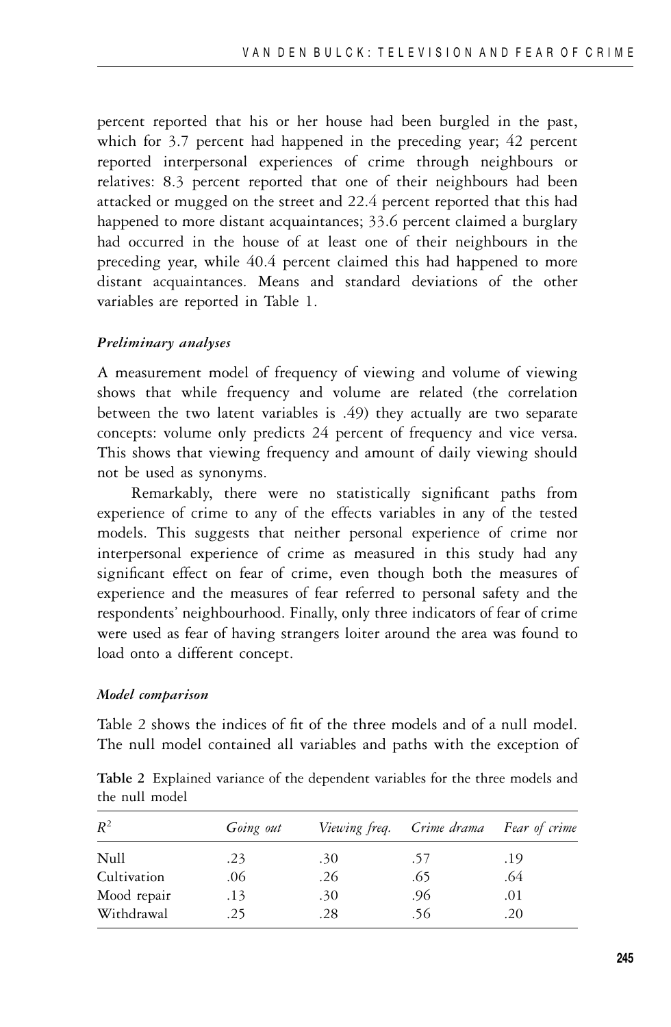percent reported that his or her house had been burgled in the past, which for 3.7 percent had happened in the preceding year; 42 percent reported interpersonal experiences of crime through neighbours or relatives: 8.3 percent reported that one of their neighbours had been attacked or mugged on the street and 22.4 percent reported that this had happened to more distant acquaintances; 33.6 percent claimed a burglary had occurred in the house of at least one of their neighbours in the preceding year, while 40.4 percent claimed this had happened to more distant acquaintances. Means and standard deviations of the other variables are reported in Table 1.

### *Preliminary analyses*

A measurement model of frequency of viewing and volume of viewing shows that while frequency and volume are related (the correlation between the two latent variables is .49) they actually are two separate concepts: volume only predicts 24 percent of frequency and vice versa. This shows that viewing frequency and amount of daily viewing should not be used as synonyms.

Remarkably, there were no statistically significant paths from experience of crime to any of the effects variables in any of the tested models. This suggests that neither personal experience of crime nor interpersonal experience of crime as measured in this study had any significant effect on fear of crime, even though both the measures of experience and the measures of fear referred to personal safety and the respondents' neighbourhood. Finally, only three indicators of fear of crime were used as fear of having strangers loiter around the area was found to load onto a different concept.

### *Model comparison*

Table 2 shows the indices of fit of the three models and of a null model. The null model contained all variables and paths with the exception of

**Table 2** Explained variance of the dependent variables for the three models and the null model

| $R^2$ | *Going out* | *Viewing freq.* | *Crime drama* | *Fear of crime* |
|---|---|---|---|---|
| Null | .23 | .30 | .57 | .19 |
| Cultivation | .06 | .26 | .65 | .64 |
| Mood repair | .13 | .30 | .96 | .01 |
| Withdrawal | .25 | .28 | .56 | .20 |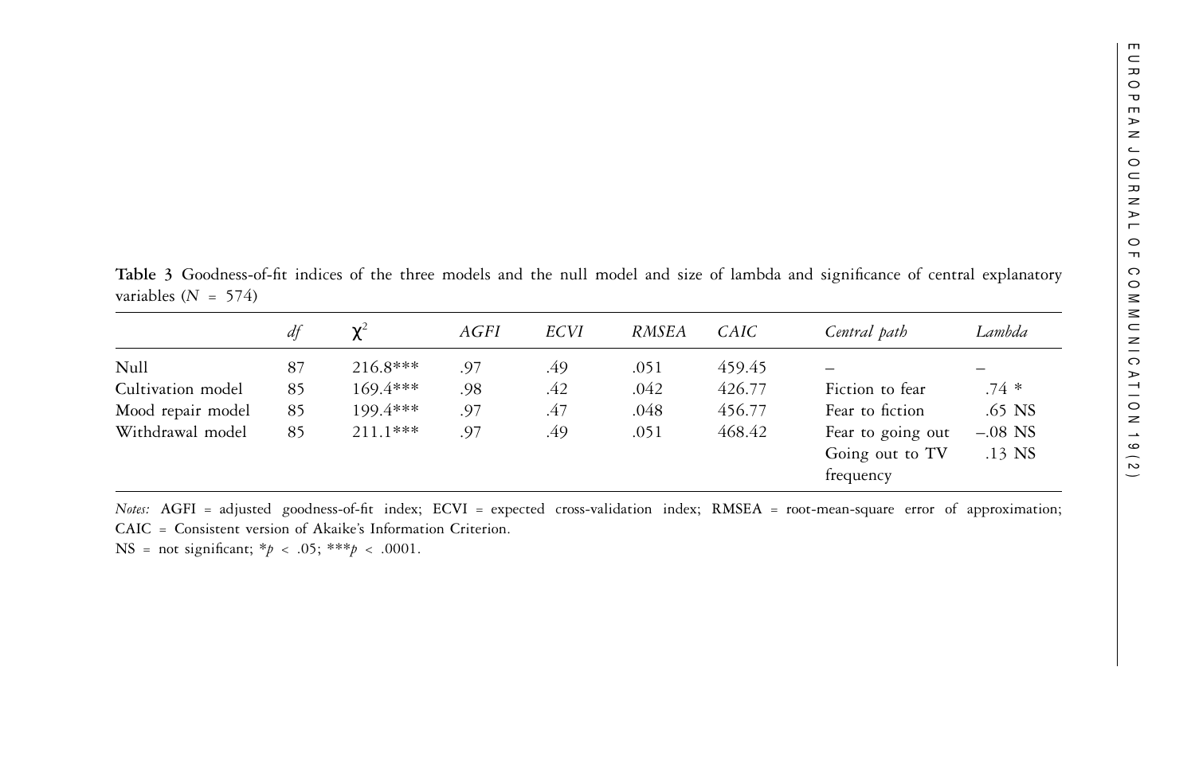**Table 3** Goodness-of-fit indices of the three models and the null model and size of lambda and significance of central explanatory variables ($N = 574$)

| | *df* | $\chi^2$ | *AGFI* | *ECVI* | *RMSEA* | *CAIC* | *Central path* | *Lambda* |
|---|---|---|---|---|---|---|---|---|
| Null | 87 | 216.8*** | .97 | .49 | .051 | 459.45 | – | – |
| Cultivation model | 85 | 169.4*** | .98 | .42 | .042 | 426.77 | Fiction to fear | .74 * |
| Mood repair model | 85 | 199.4*** | .97 | .47 | .048 | 456.77 | Fear to fiction | .65 NS |
| Withdrawal model | 85 | 211.1*** | .97 | .49 | .051 | 468.42 | Fear to going out | –.08 NS |
| | | | | | | | Going out to TV frequency | .13 NS |

*Notes:* AGFI = adjusted goodness-of-fit index; ECVI = expected cross-validation index; RMSEA = root-mean-square error of approximation; CAIC = Consistent version of Akaike's Information Criterion.

NS = not significant; *$p < .05$; ***$p < .0001$.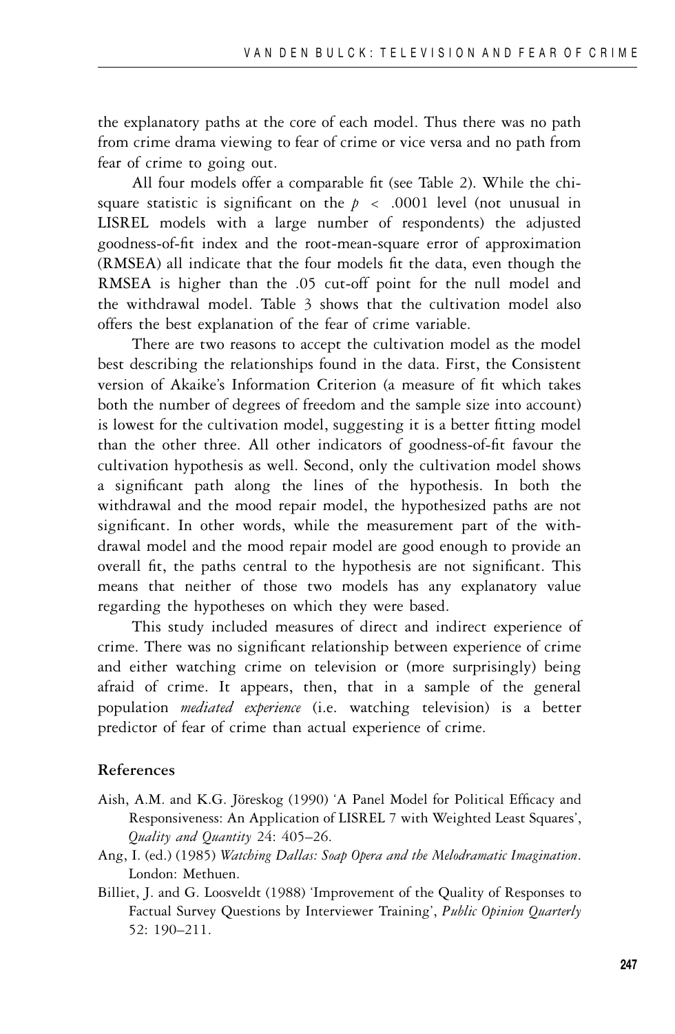the explanatory paths at the core of each model. Thus there was no path from crime drama viewing to fear of crime or vice versa and no path from fear of crime to going out.

All four models offer a comparable fit (see Table 2). While the chi-square statistic is significant on the $p < .0001$ level (not unusual in LISREL models with a large number of respondents) the adjusted goodness-of-fit index and the root-mean-square error of approximation (RMSEA) all indicate that the four models fit the data, even though the RMSEA is higher than the .05 cut-off point for the null model and the withdrawal model. Table 3 shows that the cultivation model also offers the best explanation of the fear of crime variable.

There are two reasons to accept the cultivation model as the model best describing the relationships found in the data. First, the Consistent version of Akaike's Information Criterion (a measure of fit which takes both the number of degrees of freedom and the sample size into account) is lowest for the cultivation model, suggesting it is a better fitting model than the other three. All other indicators of goodness-of-fit favour the cultivation hypothesis as well. Second, only the cultivation model shows a significant path along the lines of the hypothesis. In both the withdrawal and the mood repair model, the hypothesized paths are not significant. In other words, while the measurement part of the withdrawal model and the mood repair model are good enough to provide an overall fit, the paths central to the hypothesis are not significant. This means that neither of those two models has any explanatory value regarding the hypotheses on which they were based.

This study included measures of direct and indirect experience of crime. There was no significant relationship between experience of crime and either watching crime on television or (more surprisingly) being afraid of crime. It appears, then, that in a sample of the general population *mediated experience* (i.e. watching television) is a better predictor of fear of crime than actual experience of crime.

## References

Aish, A.M. and K.G. Jöreskog (1990) 'A Panel Model for Political Efficacy and Responsiveness: An Application of LISREL 7 with Weighted Least Squares', *Quality and Quantity* 24: 405–26.

Ang, I. (ed.) (1985) *Watching Dallas: Soap Opera and the Melodramatic Imagination*. London: Methuen.

Billiet, J. and G. Loosveldt (1988) 'Improvement of the Quality of Responses to Factual Survey Questions by Interviewer Training', *Public Opinion Quarterly* 52: 190–211.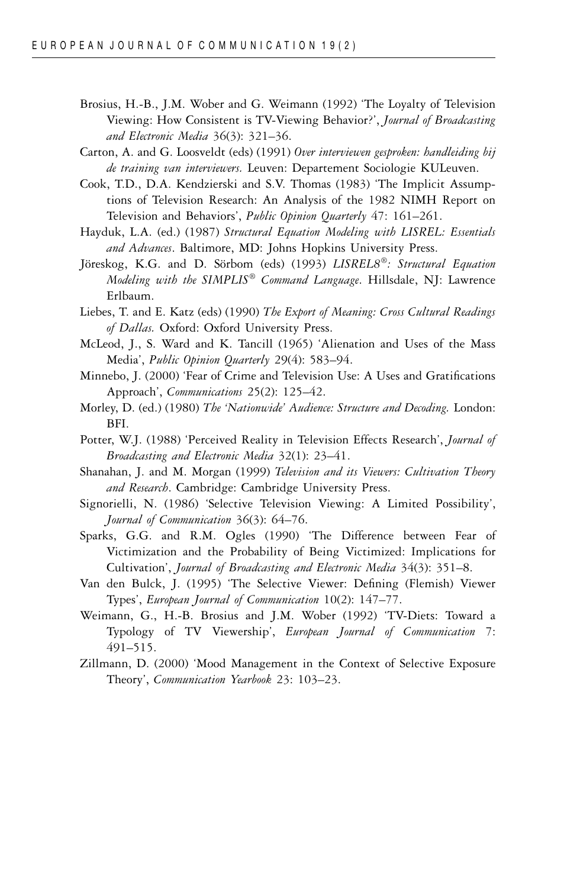Brosius, H.-B., J.M. Wober and G. Weimann (1992) 'The Loyalty of Television Viewing: How Consistent is TV-Viewing Behavior?', *Journal of Broadcasting and Electronic Media* 36(3): 321–36.

Carton, A. and G. Loosveldt (eds) (1991) *Over interviewen gesproken: handleiding bij de training van interviewers.* Leuven: Departement Sociologie KULeuven.

Cook, T.D., D.A. Kendzierski and S.V. Thomas (1983) 'The Implicit Assumptions of Television Research: An Analysis of the 1982 NIMH Report on Television and Behaviors', *Public Opinion Quarterly* 47: 161–261.

Hayduk, L.A. (ed.) (1987) *Structural Equation Modeling with LISREL: Essentials and Advances*. Baltimore, MD: Johns Hopkins University Press.

Jöreskog, K.G. and D. Sörbom (eds) (1993) *LISREL8®: Structural Equation Modeling with the SIMPLIS® Command Language*. Hillsdale, NJ: Lawrence Erlbaum.

Liebes, T. and E. Katz (eds) (1990) *The Export of Meaning: Cross Cultural Readings of Dallas.* Oxford: Oxford University Press.

McLeod, J., S. Ward and K. Tancill (1965) 'Alienation and Uses of the Mass Media', *Public Opinion Quarterly* 29(4): 583–94.

Minnebo, J. (2000) 'Fear of Crime and Television Use: A Uses and Gratifications Approach', *Communications* 25(2): 125–42.

Morley, D. (ed.) (1980) *The 'Nationwide' Audience: Structure and Decoding.* London: BFI.

Potter, W.J. (1988) 'Perceived Reality in Television Effects Research', *Journal of Broadcasting and Electronic Media* 32(1): 23–41.

Shanahan, J. and M. Morgan (1999) *Television and its Viewers: Cultivation Theory and Research*. Cambridge: Cambridge University Press.

Signorielli, N. (1986) 'Selective Television Viewing: A Limited Possibility', *Journal of Communication* 36(3): 64–76.

Sparks, G.G. and R.M. Ogles (1990) 'The Difference between Fear of Victimization and the Probability of Being Victimized: Implications for Cultivation', *Journal of Broadcasting and Electronic Media* 34(3): 351–8.

Van den Bulck, J. (1995) 'The Selective Viewer: Defining (Flemish) Viewer Types', *European Journal of Communication* 10(2): 147–77.

Weimann, G., H.-B. Brosius and J.M. Wober (1992) 'TV-Diets: Toward a Typology of TV Viewership', *European Journal of Communication* 7: 491–515.

Zillmann, D. (2000) 'Mood Management in the Context of Selective Exposure Theory', *Communication Yearbook* 23: 103–23.